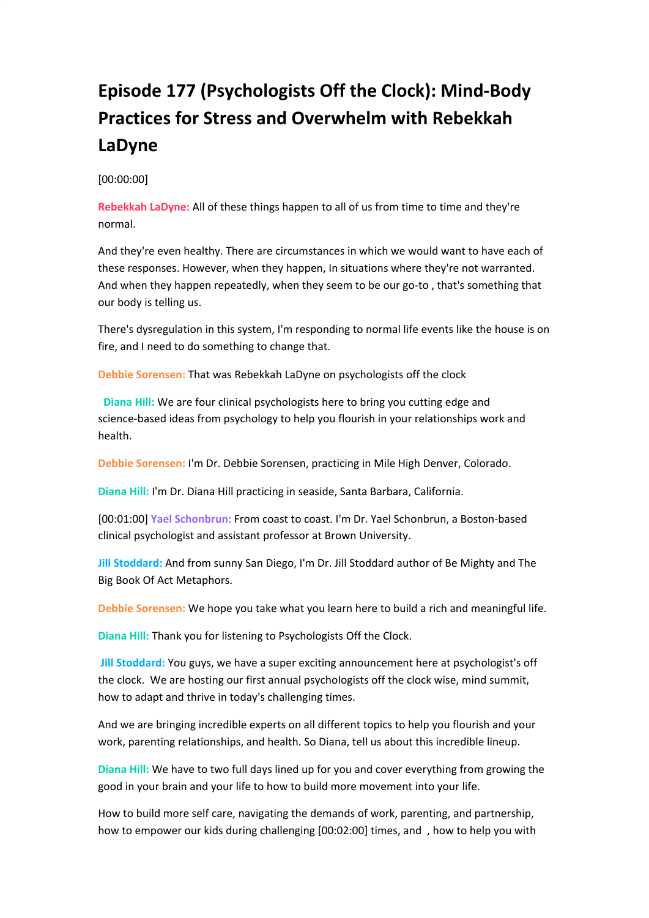# Episode 177 (Psychologists Off the Clock): Mind-Body Practices for Stress and Overwhelm with Rebekkah LaDyne

[00:00:00]

**Rebekkah LaDyne:** All of these things happen to all of us from time to time and they're normal.

And they're even healthy. There are circumstances in which we would want to have each of these responses. However, when they happen, In situations where they're not warranted. And when they happen repeatedly, when they seem to be our go-to , that's something that our body is telling us.

There's dysregulation in this system, I'm responding to normal life events like the house is on fire, and I need to do something to change that.

**Debbie Sorensen:** That was Rebekkah LaDyne on psychologists off the clock

**Diana Hill:** We are four clinical psychologists here to bring you cutting edge and science-based ideas from psychology to help you flourish in your relationships work and health.

**Debbie Sorensen:** I'm Dr. Debbie Sorensen, practicing in Mile High Denver, Colorado.

**Diana Hill:** I'm Dr. Diana Hill practicing in seaside, Santa Barbara, California.

[00:01:00] **Yael Schonbrun:** From coast to coast. I'm Dr. Yael Schonbrun, a Boston-based clinical psychologist and assistant professor at Brown University.

**Jill Stoddard:** And from sunny San Diego, I'm Dr. Jill Stoddard author of Be Mighty and The Big Book Of Act Metaphors.

**Debbie Sorensen:** We hope you take what you learn here to build a rich and meaningful life.

**Diana Hill:** Thank you for listening to Psychologists Off the Clock.

**Jill Stoddard:** You guys, we have a super exciting announcement here at psychologist's off the clock. We are hosting our first annual psychologists off the clock wise, mind summit, how to adapt and thrive in today's challenging times.

And we are bringing incredible experts on all different topics to help you flourish and your work, parenting relationships, and health. So Diana, tell us about this incredible lineup.

**Diana Hill:** We have to two full days lined up for you and cover everything from growing the good in your brain and your life to how to build more movement into your life.

How to build more self care, navigating the demands of work, parenting, and partnership, how to empower our kids during challenging [00:02:00] times, and , how to help you with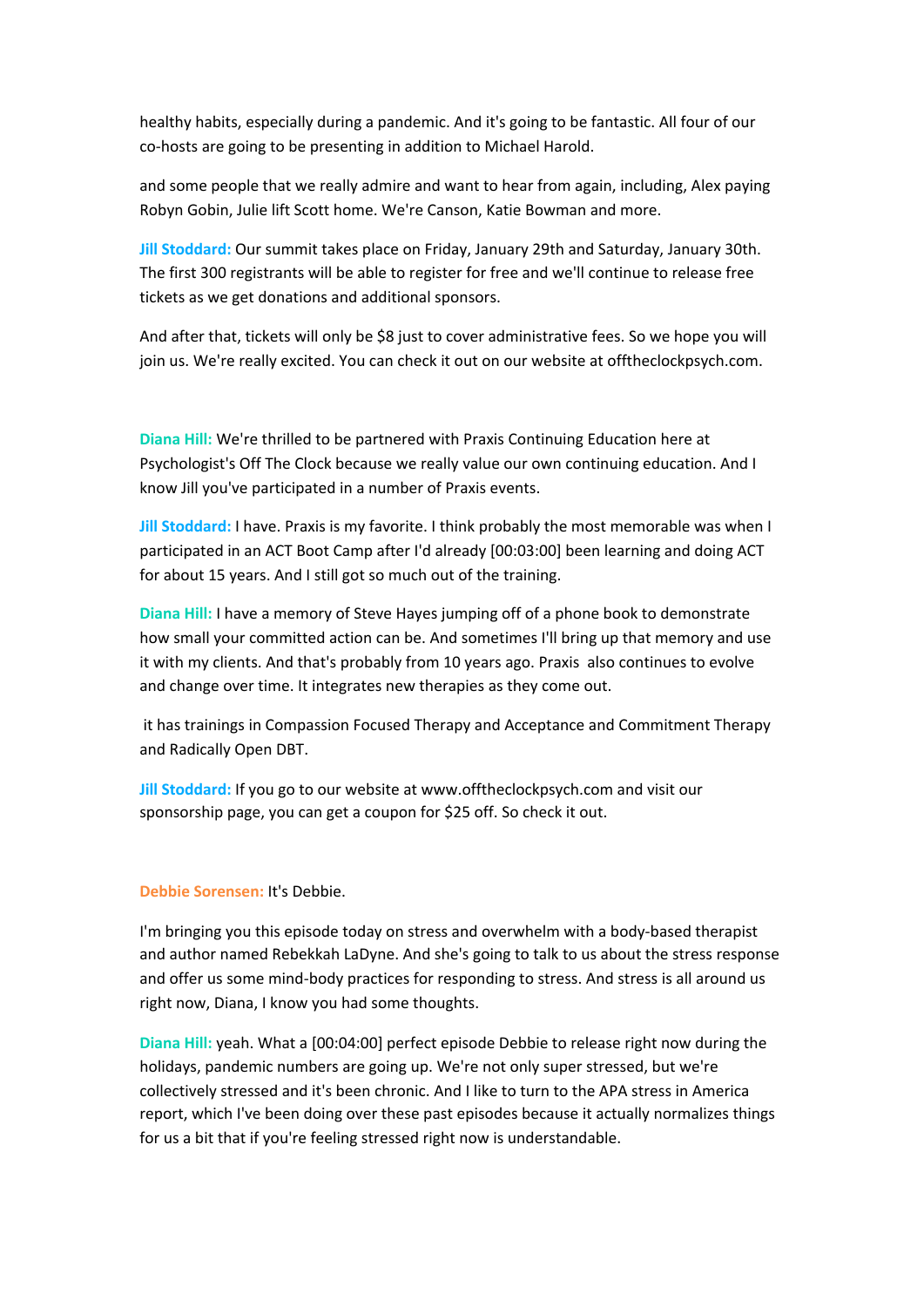healthy habits, especially during a pandemic. And it's going to be fantastic. All four of our co-hosts are going to be presenting in addition to Michael Harold.

and some people that we really admire and want to hear from again, including, Alex paying Robyn Gobin, Julie lift Scott home. We're Canson, Katie Bowman and more.

**Jill Stoddard:** Our summit takes place on Friday, January 29th and Saturday, January 30th. The first 300 registrants will be able to register for free and we'll continue to release free tickets as we get donations and additional sponsors.

And after that, tickets will only be $8 just to cover administrative fees. So we hope you will join us. We're really excited. You can check it out on our website at offtheclockpsych.com.

**Diana Hill:** We're thrilled to be partnered with Praxis Continuing Education here at Psychologist's Off The Clock because we really value our own continuing education. And I know Jill you've participated in a number of Praxis events.

**Jill Stoddard:** I have. Praxis is my favorite. I think probably the most memorable was when I participated in an ACT Boot Camp after I'd already [00:03:00] been learning and doing ACT for about 15 years. And I still got so much out of the training.

**Diana Hill:** I have a memory of Steve Hayes jumping off of a phone book to demonstrate how small your committed action can be. And sometimes I'll bring up that memory and use it with my clients. And that's probably from 10 years ago. Praxis also continues to evolve and change over time. It integrates new therapies as they come out.

it has trainings in Compassion Focused Therapy and Acceptance and Commitment Therapy and Radically Open DBT.

**Jill Stoddard:** If you go to our website at www.offtheclockpsych.com and visit our sponsorship page, you can get a coupon for $25 off. So check it out.

**Debbie Sorensen:** It's Debbie.

I'm bringing you this episode today on stress and overwhelm with a body-based therapist and author named Rebekkah LaDyne. And she's going to talk to us about the stress response and offer us some mind-body practices for responding to stress. And stress is all around us right now, Diana, I know you had some thoughts.

**Diana Hill:** yeah. What a [00:04:00] perfect episode Debbie to release right now during the holidays, pandemic numbers are going up. We're not only super stressed, but we're collectively stressed and it's been chronic. And I like to turn to the APA stress in America report, which I've been doing over these past episodes because it actually normalizes things for us a bit that if you're feeling stressed right now is understandable.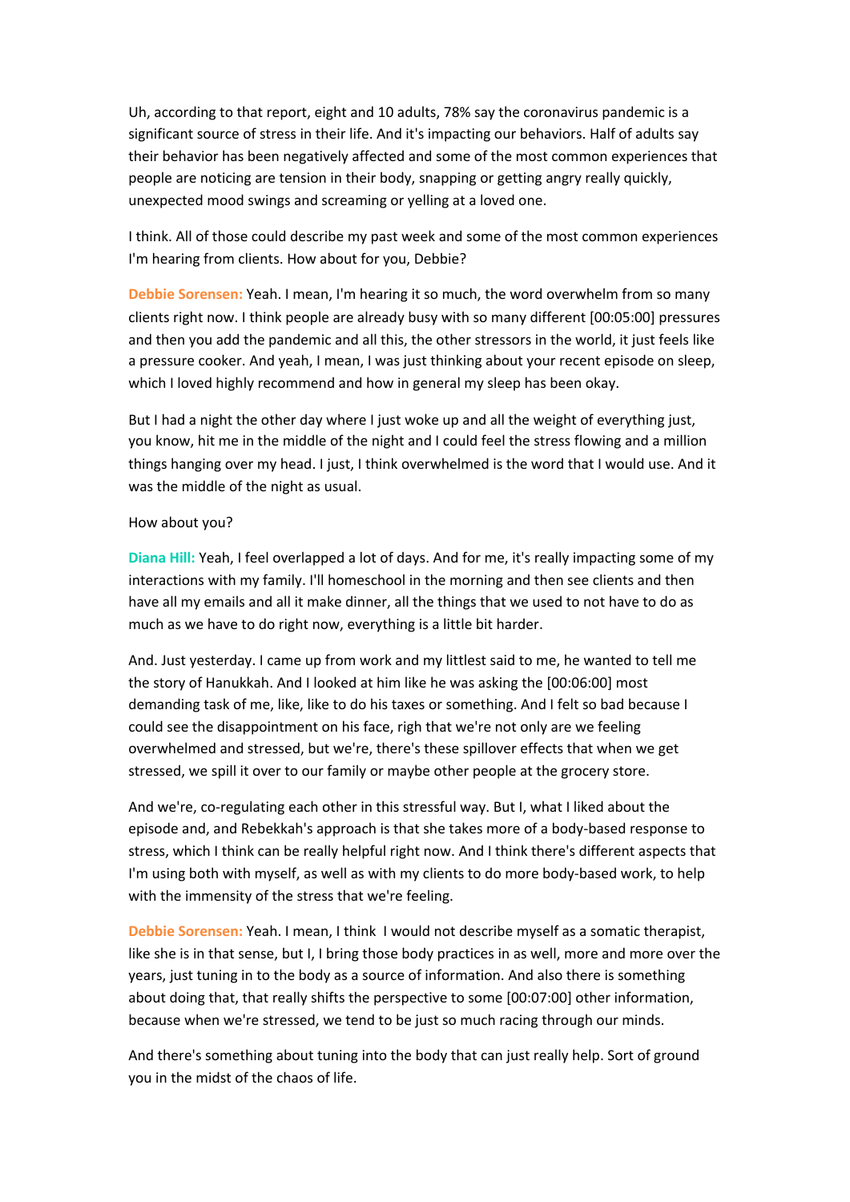Uh, according to that report, eight and 10 adults, 78% say the coronavirus pandemic is a significant source of stress in their life. And it's impacting our behaviors. Half of adults say their behavior has been negatively affected and some of the most common experiences that people are noticing are tension in their body, snapping or getting angry really quickly, unexpected mood swings and screaming or yelling at a loved one.

I think. All of those could describe my past week and some of the most common experiences I'm hearing from clients. How about for you, Debbie?

**Debbie Sorensen:** Yeah. I mean, I'm hearing it so much, the word overwhelm from so many clients right now. I think people are already busy with so many different [00:05:00] pressures and then you add the pandemic and all this, the other stressors in the world, it just feels like a pressure cooker. And yeah, I mean, I was just thinking about your recent episode on sleep, which I loved highly recommend and how in general my sleep has been okay.

But I had a night the other day where I just woke up and all the weight of everything just, you know, hit me in the middle of the night and I could feel the stress flowing and a million things hanging over my head. I just, I think overwhelmed is the word that I would use. And it was the middle of the night as usual.

How about you?

**Diana Hill:** Yeah, I feel overlapped a lot of days. And for me, it's really impacting some of my interactions with my family. I'll homeschool in the morning and then see clients and then have all my emails and all it make dinner, all the things that we used to not have to do as much as we have to do right now, everything is a little bit harder.

And. Just yesterday. I came up from work and my littlest said to me, he wanted to tell me the story of Hanukkah. And I looked at him like he was asking the [00:06:00] most demanding task of me, like, like to do his taxes or something. And I felt so bad because I could see the disappointment on his face, righ that we're not only are we feeling overwhelmed and stressed, but we're, there's these spillover effects that when we get stressed, we spill it over to our family or maybe other people at the grocery store.

And we're, co-regulating each other in this stressful way. But I, what I liked about the episode and, and Rebekkah's approach is that she takes more of a body-based response to stress, which I think can be really helpful right now. And I think there's different aspects that I'm using both with myself, as well as with my clients to do more body-based work, to help with the immensity of the stress that we're feeling.

**Debbie Sorensen:** Yeah. I mean, I think I would not describe myself as a somatic therapist, like she is in that sense, but I, I bring those body practices in as well, more and more over the years, just tuning in to the body as a source of information. And also there is something about doing that, that really shifts the perspective to some [00:07:00] other information, because when we're stressed, we tend to be just so much racing through our minds.

And there's something about tuning into the body that can just really help. Sort of ground you in the midst of the chaos of life.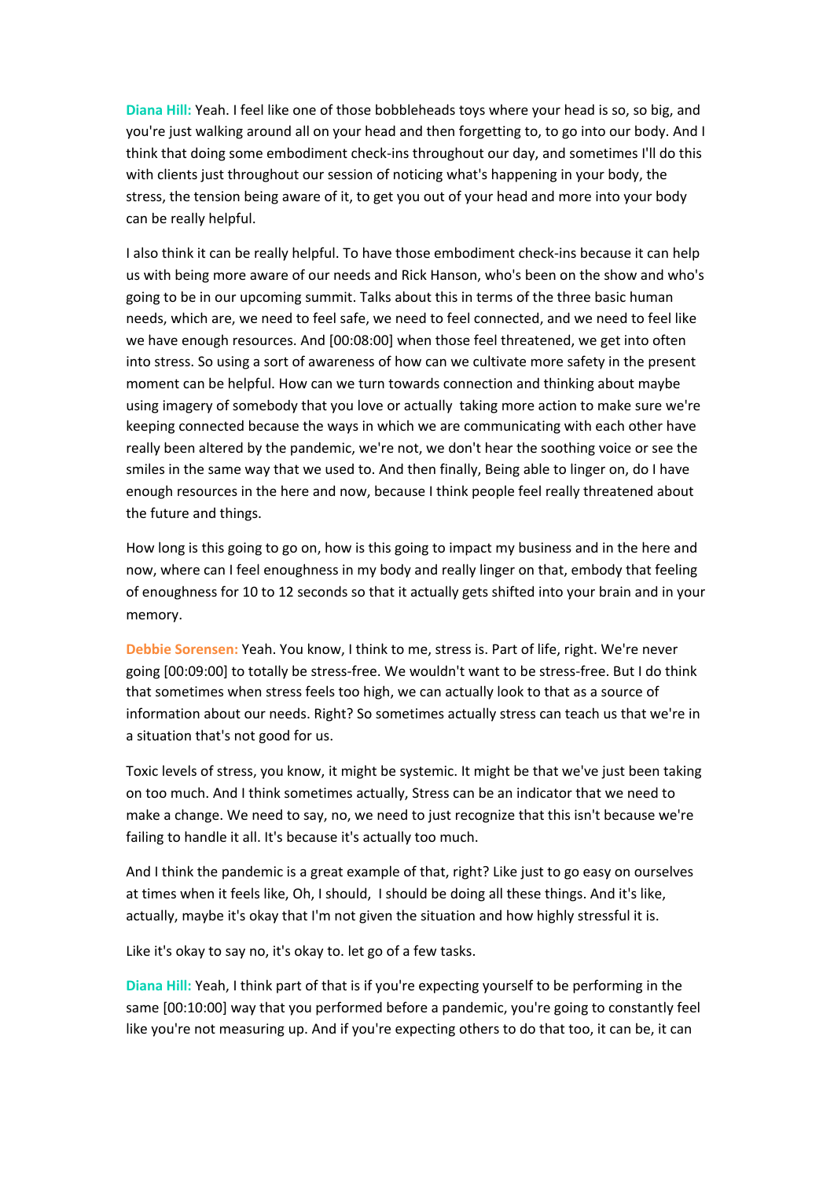**Diana Hill:** Yeah. I feel like one of those bobbleheads toys where your head is so, so big, and you're just walking around all on your head and then forgetting to, to go into our body. And I think that doing some embodiment check-ins throughout our day, and sometimes I'll do this with clients just throughout our session of noticing what's happening in your body, the stress, the tension being aware of it, to get you out of your head and more into your body can be really helpful.

I also think it can be really helpful. To have those embodiment check-ins because it can help us with being more aware of our needs and Rick Hanson, who's been on the show and who's going to be in our upcoming summit. Talks about this in terms of the three basic human needs, which are, we need to feel safe, we need to feel connected, and we need to feel like we have enough resources. And [00:08:00] when those feel threatened, we get into often into stress. So using a sort of awareness of how can we cultivate more safety in the present moment can be helpful. How can we turn towards connection and thinking about maybe using imagery of somebody that you love or actually taking more action to make sure we're keeping connected because the ways in which we are communicating with each other have really been altered by the pandemic, we're not, we don't hear the soothing voice or see the smiles in the same way that we used to. And then finally, Being able to linger on, do I have enough resources in the here and now, because I think people feel really threatened about the future and things.

How long is this going to go on, how is this going to impact my business and in the here and now, where can I feel enoughness in my body and really linger on that, embody that feeling of enoughness for 10 to 12 seconds so that it actually gets shifted into your brain and in your memory.

**Debbie Sorensen:** Yeah. You know, I think to me, stress is. Part of life, right. We're never going [00:09:00] to totally be stress-free. We wouldn't want to be stress-free. But I do think that sometimes when stress feels too high, we can actually look to that as a source of information about our needs. Right? So sometimes actually stress can teach us that we're in a situation that's not good for us.

Toxic levels of stress, you know, it might be systemic. It might be that we've just been taking on too much. And I think sometimes actually, Stress can be an indicator that we need to make a change. We need to say, no, we need to just recognize that this isn't because we're failing to handle it all. It's because it's actually too much.

And I think the pandemic is a great example of that, right? Like just to go easy on ourselves at times when it feels like, Oh, I should, I should be doing all these things. And it's like, actually, maybe it's okay that I'm not given the situation and how highly stressful it is.

Like it's okay to say no, it's okay to. let go of a few tasks.

**Diana Hill:** Yeah, I think part of that is if you're expecting yourself to be performing in the same [00:10:00] way that you performed before a pandemic, you're going to constantly feel like you're not measuring up. And if you're expecting others to do that too, it can be, it can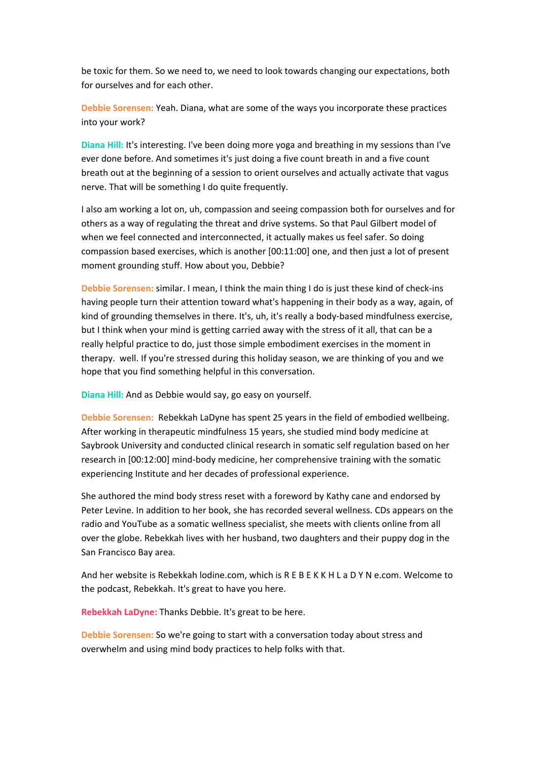be toxic for them. So we need to, we need to look towards changing our expectations, both for ourselves and for each other.

**Debbie Sorensen:** Yeah. Diana, what are some of the ways you incorporate these practices into your work?

**Diana Hill:** It's interesting. I've been doing more yoga and breathing in my sessions than I've ever done before. And sometimes it's just doing a five count breath in and a five count breath out at the beginning of a session to orient ourselves and actually activate that vagus nerve. That will be something I do quite frequently.

I also am working a lot on, uh, compassion and seeing compassion both for ourselves and for others as a way of regulating the threat and drive systems. So that Paul Gilbert model of when we feel connected and interconnected, it actually makes us feel safer. So doing compassion based exercises, which is another [00:11:00] one, and then just a lot of present moment grounding stuff. How about you, Debbie?

**Debbie Sorensen:** similar. I mean, I think the main thing I do is just these kind of check-ins having people turn their attention toward what's happening in their body as a way, again, of kind of grounding themselves in there. It's, uh, it's really a body-based mindfulness exercise, but I think when your mind is getting carried away with the stress of it all, that can be a really helpful practice to do, just those simple embodiment exercises in the moment in therapy. well. If you're stressed during this holiday season, we are thinking of you and we hope that you find something helpful in this conversation.

**Diana Hill:** And as Debbie would say, go easy on yourself.

**Debbie Sorensen:** Rebekkah LaDyne has spent 25 years in the field of embodied wellbeing. After working in therapeutic mindfulness 15 years, she studied mind body medicine at Saybrook University and conducted clinical research in somatic self regulation based on her research in [00:12:00] mind-body medicine, her comprehensive training with the somatic experiencing Institute and her decades of professional experience.

She authored the mind body stress reset with a foreword by Kathy cane and endorsed by Peter Levine. In addition to her book, she has recorded several wellness. CDs appears on the radio and YouTube as a somatic wellness specialist, she meets with clients online from all over the globe. Rebekkah lives with her husband, two daughters and their puppy dog in the San Francisco Bay area.

And her website is Rebekkah lodine.com, which is R E B E K K H L a D Y N e.com. Welcome to the podcast, Rebekkah. It's great to have you here.

**Rebekkah LaDyne:** Thanks Debbie. It's great to be here.

**Debbie Sorensen:** So we're going to start with a conversation today about stress and overwhelm and using mind body practices to help folks with that.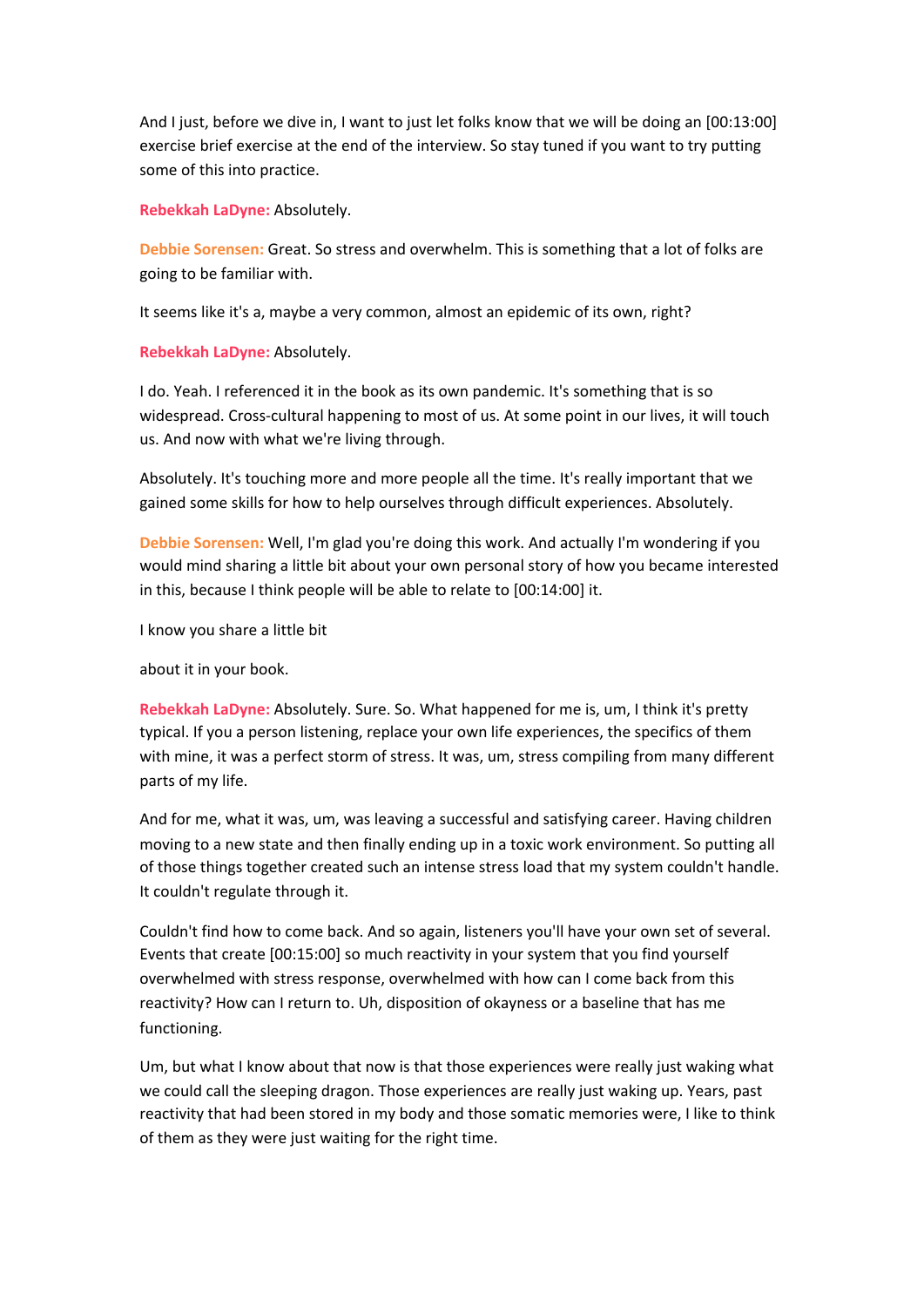And I just, before we dive in, I want to just let folks know that we will be doing an [00:13:00] exercise brief exercise at the end of the interview. So stay tuned if you want to try putting some of this into practice.

**Rebekkah LaDyne:** Absolutely.

**Debbie Sorensen:** Great. So stress and overwhelm. This is something that a lot of folks are going to be familiar with.

It seems like it's a, maybe a very common, almost an epidemic of its own, right?

**Rebekkah LaDyne:** Absolutely.

I do. Yeah. I referenced it in the book as its own pandemic. It's something that is so widespread. Cross-cultural happening to most of us. At some point in our lives, it will touch us. And now with what we're living through.

Absolutely. It's touching more and more people all the time. It's really important that we gained some skills for how to help ourselves through difficult experiences. Absolutely.

**Debbie Sorensen:** Well, I'm glad you're doing this work. And actually I'm wondering if you would mind sharing a little bit about your own personal story of how you became interested in this, because I think people will be able to relate to [00:14:00] it.

I know you share a little bit

about it in your book.

**Rebekkah LaDyne:** Absolutely. Sure. So. What happened for me is, um, I think it's pretty typical. If you a person listening, replace your own life experiences, the specifics of them with mine, it was a perfect storm of stress. It was, um, stress compiling from many different parts of my life.

And for me, what it was, um, was leaving a successful and satisfying career. Having children moving to a new state and then finally ending up in a toxic work environment. So putting all of those things together created such an intense stress load that my system couldn't handle. It couldn't regulate through it.

Couldn't find how to come back. And so again, listeners you'll have your own set of several. Events that create [00:15:00] so much reactivity in your system that you find yourself overwhelmed with stress response, overwhelmed with how can I come back from this reactivity? How can I return to. Uh, disposition of okayness or a baseline that has me functioning.

Um, but what I know about that now is that those experiences were really just waking what we could call the sleeping dragon. Those experiences are really just waking up. Years, past reactivity that had been stored in my body and those somatic memories were, I like to think of them as they were just waiting for the right time.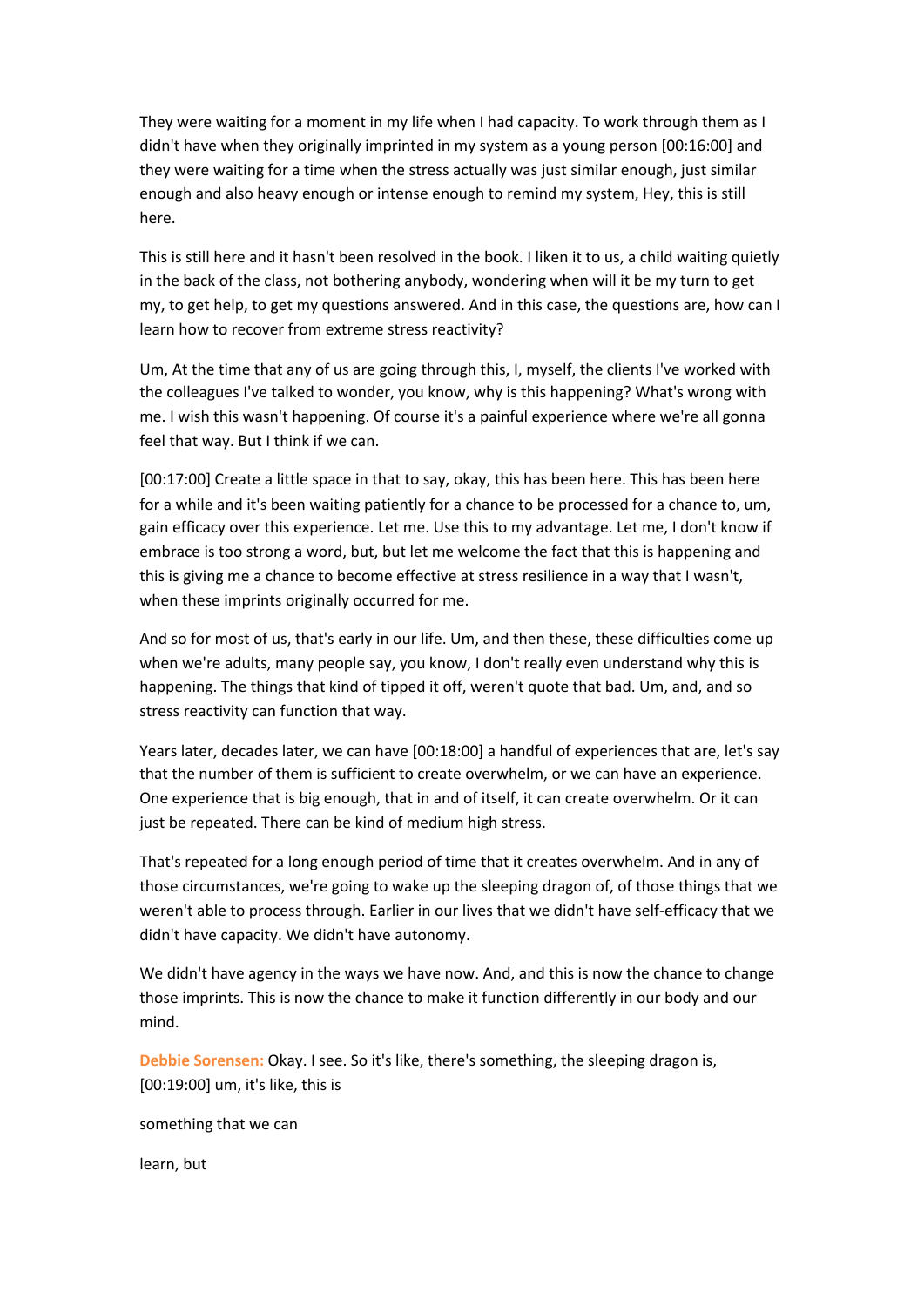They were waiting for a moment in my life when I had capacity. To work through them as I didn't have when they originally imprinted in my system as a young person [00:16:00] and they were waiting for a time when the stress actually was just similar enough, just similar enough and also heavy enough or intense enough to remind my system, Hey, this is still here.

This is still here and it hasn't been resolved in the book. I liken it to us, a child waiting quietly in the back of the class, not bothering anybody, wondering when will it be my turn to get my, to get help, to get my questions answered. And in this case, the questions are, how can I learn how to recover from extreme stress reactivity?

Um, At the time that any of us are going through this, I, myself, the clients I've worked with the colleagues I've talked to wonder, you know, why is this happening? What's wrong with me. I wish this wasn't happening. Of course it's a painful experience where we're all gonna feel that way. But I think if we can.

[00:17:00] Create a little space in that to say, okay, this has been here. This has been here for a while and it's been waiting patiently for a chance to be processed for a chance to, um, gain efficacy over this experience. Let me. Use this to my advantage. Let me, I don't know if embrace is too strong a word, but, but let me welcome the fact that this is happening and this is giving me a chance to become effective at stress resilience in a way that I wasn't, when these imprints originally occurred for me.

And so for most of us, that's early in our life. Um, and then these, these difficulties come up when we're adults, many people say, you know, I don't really even understand why this is happening. The things that kind of tipped it off, weren't quote that bad. Um, and, and so stress reactivity can function that way.

Years later, decades later, we can have [00:18:00] a handful of experiences that are, let's say that the number of them is sufficient to create overwhelm, or we can have an experience. One experience that is big enough, that in and of itself, it can create overwhelm. Or it can just be repeated. There can be kind of medium high stress.

That's repeated for a long enough period of time that it creates overwhelm. And in any of those circumstances, we're going to wake up the sleeping dragon of, of those things that we weren't able to process through. Earlier in our lives that we didn't have self-efficacy that we didn't have capacity. We didn't have autonomy.

We didn't have agency in the ways we have now. And, and this is now the chance to change those imprints. This is now the chance to make it function differently in our body and our mind.

**Debbie Sorensen:** Okay. I see. So it's like, there's something, the sleeping dragon is, [00:19:00] um, it's like, this is

something that we can

learn, but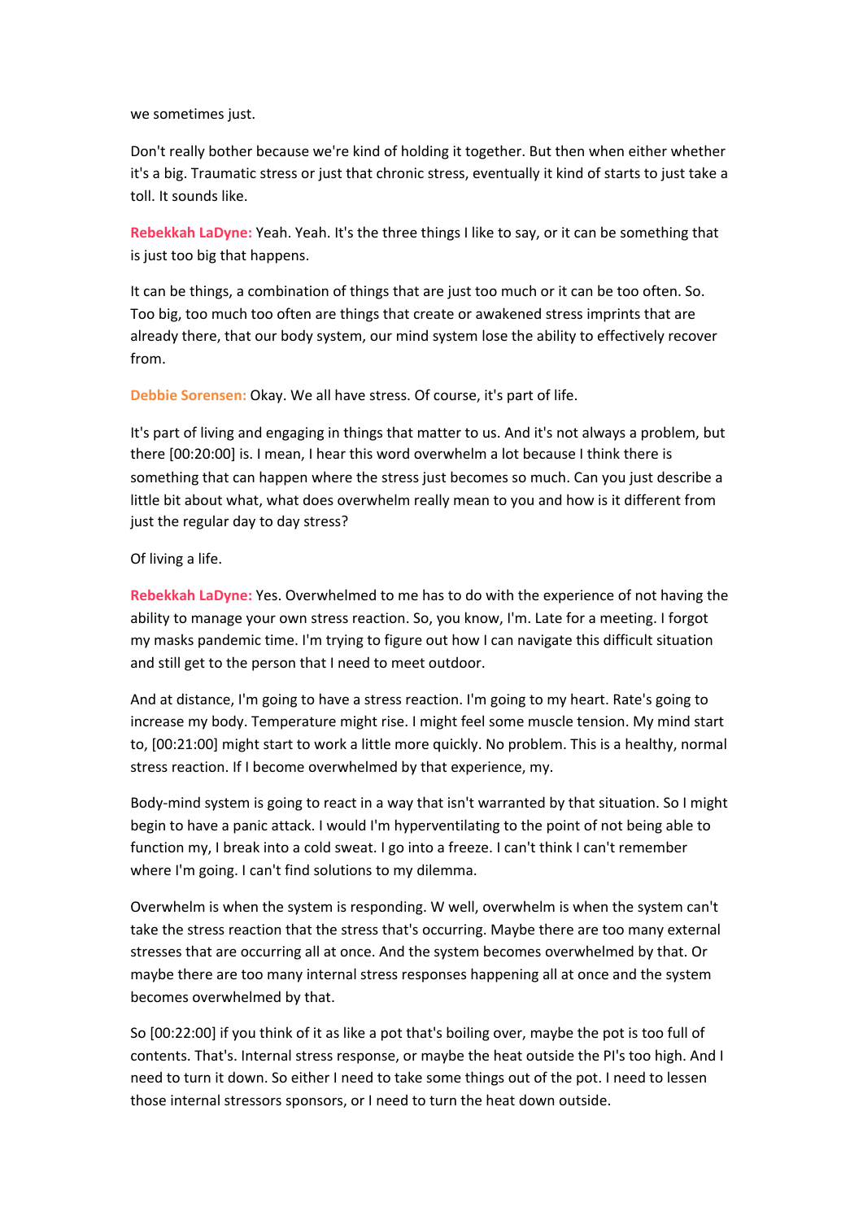we sometimes just.

Don't really bother because we're kind of holding it together. But then when either whether it's a big. Traumatic stress or just that chronic stress, eventually it kind of starts to just take a toll. It sounds like.

**Rebekkah LaDyne:** Yeah. Yeah. It's the three things I like to say, or it can be something that is just too big that happens.

It can be things, a combination of things that are just too much or it can be too often. So. Too big, too much too often are things that create or awakened stress imprints that are already there, that our body system, our mind system lose the ability to effectively recover from.

**Debbie Sorensen:** Okay. We all have stress. Of course, it's part of life.

It's part of living and engaging in things that matter to us. And it's not always a problem, but there [00:20:00] is. I mean, I hear this word overwhelm a lot because I think there is something that can happen where the stress just becomes so much. Can you just describe a little bit about what, what does overwhelm really mean to you and how is it different from just the regular day to day stress?

Of living a life.

**Rebekkah LaDyne:** Yes. Overwhelmed to me has to do with the experience of not having the ability to manage your own stress reaction. So, you know, I'm. Late for a meeting. I forgot my masks pandemic time. I'm trying to figure out how I can navigate this difficult situation and still get to the person that I need to meet outdoor.

And at distance, I'm going to have a stress reaction. I'm going to my heart. Rate's going to increase my body. Temperature might rise. I might feel some muscle tension. My mind start to, [00:21:00] might start to work a little more quickly. No problem. This is a healthy, normal stress reaction. If I become overwhelmed by that experience, my.

Body-mind system is going to react in a way that isn't warranted by that situation. So I might begin to have a panic attack. I would I'm hyperventilating to the point of not being able to function my, I break into a cold sweat. I go into a freeze. I can't think I can't remember where I'm going. I can't find solutions to my dilemma.

Overwhelm is when the system is responding. W well, overwhelm is when the system can't take the stress reaction that the stress that's occurring. Maybe there are too many external stresses that are occurring all at once. And the system becomes overwhelmed by that. Or maybe there are too many internal stress responses happening all at once and the system becomes overwhelmed by that.

So [00:22:00] if you think of it as like a pot that's boiling over, maybe the pot is too full of contents. That's. Internal stress response, or maybe the heat outside the PI's too high. And I need to turn it down. So either I need to take some things out of the pot. I need to lessen those internal stressors sponsors, or I need to turn the heat down outside.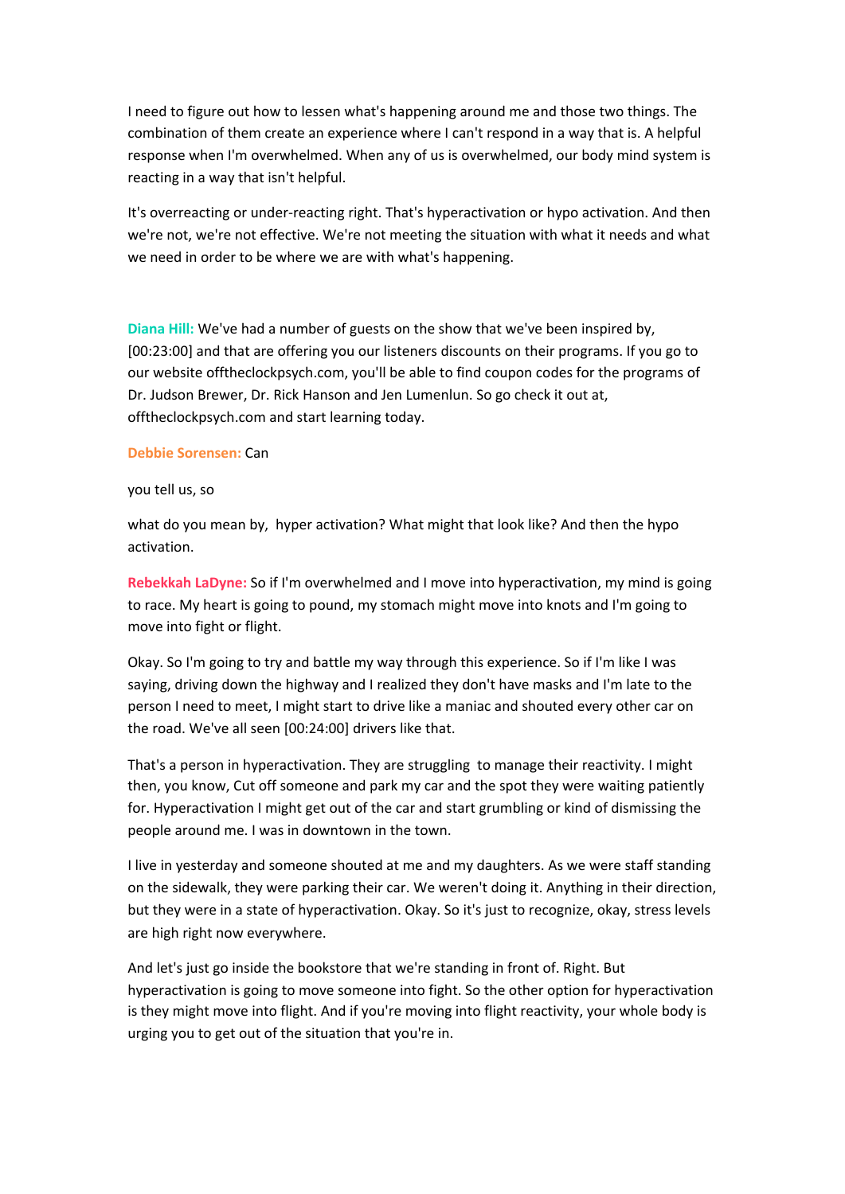I need to figure out how to lessen what's happening around me and those two things. The combination of them create an experience where I can't respond in a way that is. A helpful response when I'm overwhelmed. When any of us is overwhelmed, our body mind system is reacting in a way that isn't helpful.

It's overreacting or under-reacting right. That's hyperactivation or hypo activation. And then we're not, we're not effective. We're not meeting the situation with what it needs and what we need in order to be where we are with what's happening.

**Diana Hill:** We've had a number of guests on the show that we've been inspired by, [00:23:00] and that are offering you our listeners discounts on their programs. If you go to our website offtheclockpsych.com, you'll be able to find coupon codes for the programs of Dr. Judson Brewer, Dr. Rick Hanson and Jen Lumenlun. So go check it out at, offtheclockpsych.com and start learning today.

**Debbie Sorensen:** Can

you tell us, so

what do you mean by, hyper activation? What might that look like? And then the hypo activation.

**Rebekkah LaDyne:** So if I'm overwhelmed and I move into hyperactivation, my mind is going to race. My heart is going to pound, my stomach might move into knots and I'm going to move into fight or flight.

Okay. So I'm going to try and battle my way through this experience. So if I'm like I was saying, driving down the highway and I realized they don't have masks and I'm late to the person I need to meet, I might start to drive like a maniac and shouted every other car on the road. We've all seen [00:24:00] drivers like that.

That's a person in hyperactivation. They are struggling to manage their reactivity. I might then, you know, Cut off someone and park my car and the spot they were waiting patiently for. Hyperactivation I might get out of the car and start grumbling or kind of dismissing the people around me. I was in downtown in the town.

I live in yesterday and someone shouted at me and my daughters. As we were staff standing on the sidewalk, they were parking their car. We weren't doing it. Anything in their direction, but they were in a state of hyperactivation. Okay. So it's just to recognize, okay, stress levels are high right now everywhere.

And let's just go inside the bookstore that we're standing in front of. Right. But hyperactivation is going to move someone into fight. So the other option for hyperactivation is they might move into flight. And if you're moving into flight reactivity, your whole body is urging you to get out of the situation that you're in.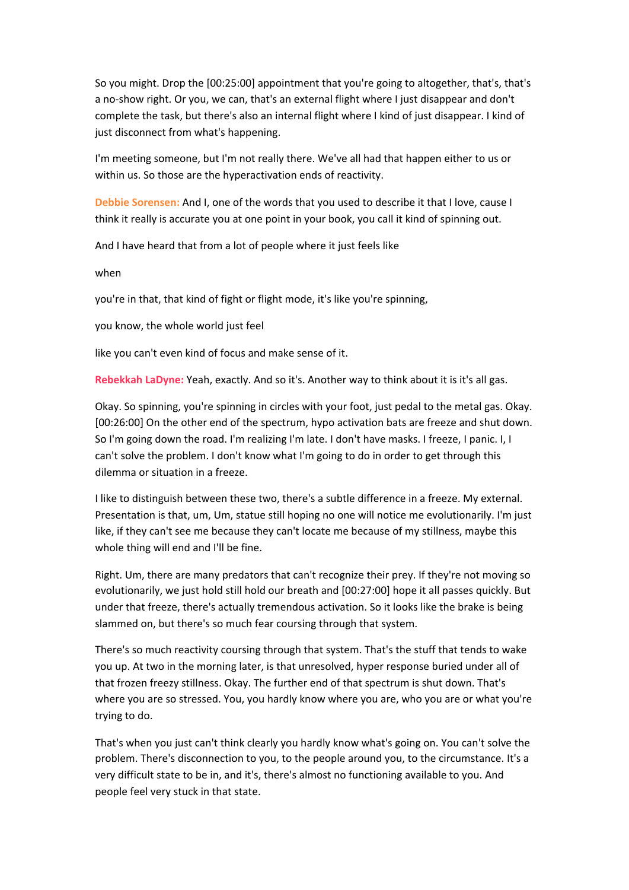So you might. Drop the [00:25:00] appointment that you're going to altogether, that's, that's a no-show right. Or you, we can, that's an external flight where I just disappear and don't complete the task, but there's also an internal flight where I kind of just disappear. I kind of just disconnect from what's happening.

I'm meeting someone, but I'm not really there. We've all had that happen either to us or within us. So those are the hyperactivation ends of reactivity.

**Debbie Sorensen:** And I, one of the words that you used to describe it that I love, cause I think it really is accurate you at one point in your book, you call it kind of spinning out.

And I have heard that from a lot of people where it just feels like

when

you're in that, that kind of fight or flight mode, it's like you're spinning,

you know, the whole world just feel

like you can't even kind of focus and make sense of it.

**Rebekkah LaDyne:** Yeah, exactly. And so it's. Another way to think about it is it's all gas.

Okay. So spinning, you're spinning in circles with your foot, just pedal to the metal gas. Okay. [00:26:00] On the other end of the spectrum, hypo activation bats are freeze and shut down. So I'm going down the road. I'm realizing I'm late. I don't have masks. I freeze, I panic. I, I can't solve the problem. I don't know what I'm going to do in order to get through this dilemma or situation in a freeze.

I like to distinguish between these two, there's a subtle difference in a freeze. My external. Presentation is that, um, Um, statue still hoping no one will notice me evolutionarily. I'm just like, if they can't see me because they can't locate me because of my stillness, maybe this whole thing will end and I'll be fine.

Right. Um, there are many predators that can't recognize their prey. If they're not moving so evolutionarily, we just hold still hold our breath and [00:27:00] hope it all passes quickly. But under that freeze, there's actually tremendous activation. So it looks like the brake is being slammed on, but there's so much fear coursing through that system.

There's so much reactivity coursing through that system. That's the stuff that tends to wake you up. At two in the morning later, is that unresolved, hyper response buried under all of that frozen freezy stillness. Okay. The further end of that spectrum is shut down. That's where you are so stressed. You, you hardly know where you are, who you are or what you're trying to do.

That's when you just can't think clearly you hardly know what's going on. You can't solve the problem. There's disconnection to you, to the people around you, to the circumstance. It's a very difficult state to be in, and it's, there's almost no functioning available to you. And people feel very stuck in that state.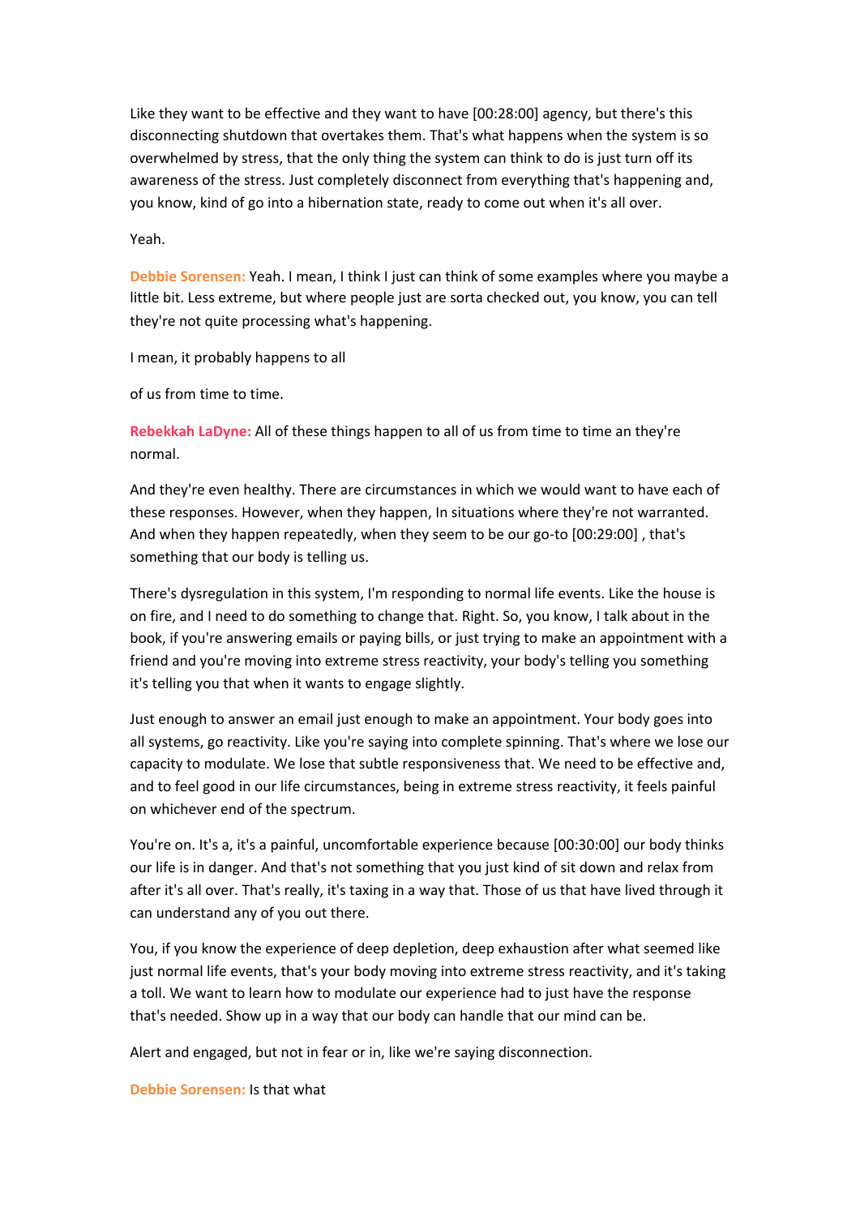Like they want to be effective and they want to have [00:28:00] agency, but there's this disconnecting shutdown that overtakes them. That's what happens when the system is so overwhelmed by stress, that the only thing the system can think to do is just turn off its awareness of the stress. Just completely disconnect from everything that's happening and, you know, kind of go into a hibernation state, ready to come out when it's all over.

Yeah.

**Debbie Sorensen:** Yeah. I mean, I think I just can think of some examples where you maybe a little bit. Less extreme, but where people just are sorta checked out, you know, you can tell they're not quite processing what's happening.

I mean, it probably happens to all

of us from time to time.

**Rebekkah LaDyne:** All of these things happen to all of us from time to time an they're normal.

And they're even healthy. There are circumstances in which we would want to have each of these responses. However, when they happen, In situations where they're not warranted. And when they happen repeatedly, when they seem to be our go-to [00:29:00] , that's something that our body is telling us.

There's dysregulation in this system, I'm responding to normal life events. Like the house is on fire, and I need to do something to change that. Right. So, you know, I talk about in the book, if you're answering emails or paying bills, or just trying to make an appointment with a friend and you're moving into extreme stress reactivity, your body's telling you something it's telling you that when it wants to engage slightly.

Just enough to answer an email just enough to make an appointment. Your body goes into all systems, go reactivity. Like you're saying into complete spinning. That's where we lose our capacity to modulate. We lose that subtle responsiveness that. We need to be effective and, and to feel good in our life circumstances, being in extreme stress reactivity, it feels painful on whichever end of the spectrum.

You're on. It's a, it's a painful, uncomfortable experience because [00:30:00] our body thinks our life is in danger. And that's not something that you just kind of sit down and relax from after it's all over. That's really, it's taxing in a way that. Those of us that have lived through it can understand any of you out there.

You, if you know the experience of deep depletion, deep exhaustion after what seemed like just normal life events, that's your body moving into extreme stress reactivity, and it's taking a toll. We want to learn how to modulate our experience had to just have the response that's needed. Show up in a way that our body can handle that our mind can be.

Alert and engaged, but not in fear or in, like we're saying disconnection.

**Debbie Sorensen:** Is that what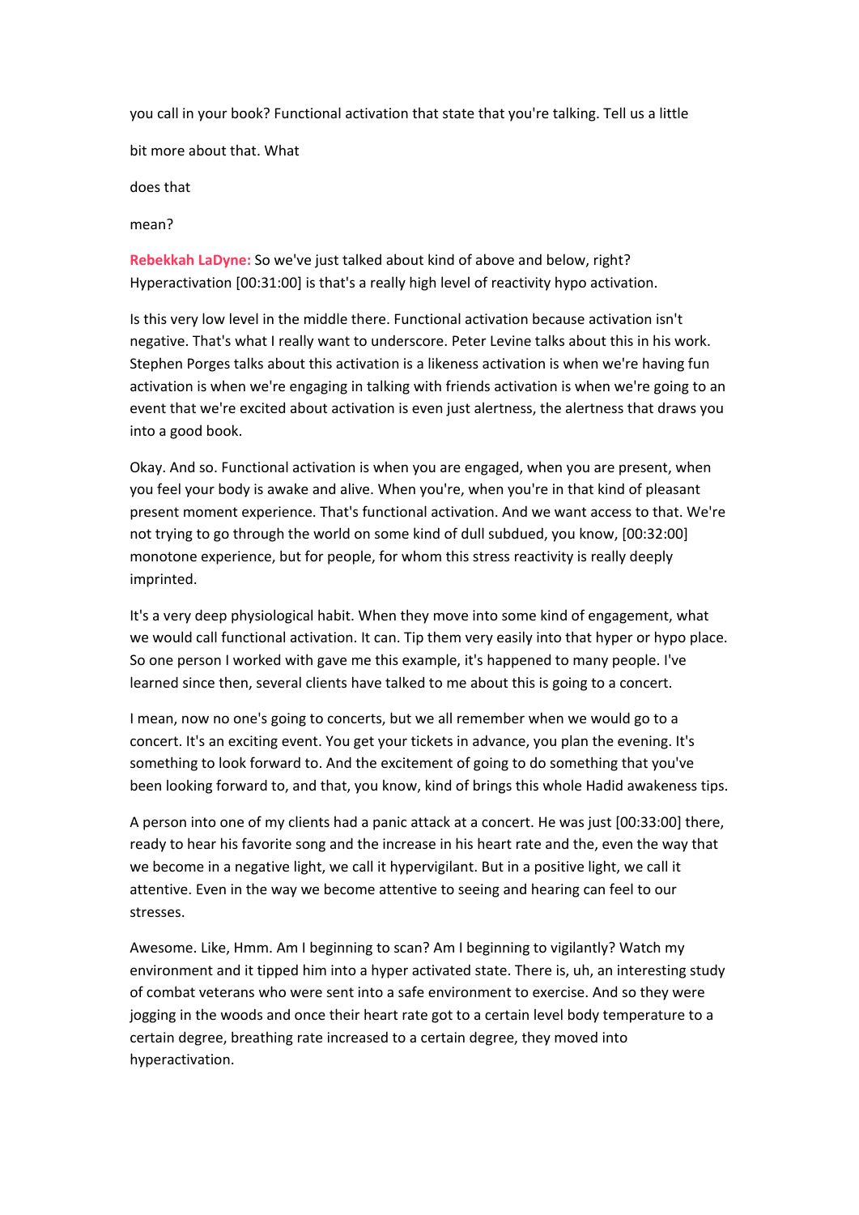you call in your book? Functional activation that state that you're talking. Tell us a little bit more about that. What does that mean?

**Rebekkah LaDyne:** So we've just talked about kind of above and below, right? Hyperactivation [00:31:00] is that's a really high level of reactivity hypo activation.

Is this very low level in the middle there. Functional activation because activation isn't negative. That's what I really want to underscore. Peter Levine talks about this in his work. Stephen Porges talks about this activation is a likeness activation is when we're having fun activation is when we're engaging in talking with friends activation is when we're going to an event that we're excited about activation is even just alertness, the alertness that draws you into a good book.

Okay. And so. Functional activation is when you are engaged, when you are present, when you feel your body is awake and alive. When you're, when you're in that kind of pleasant present moment experience. That's functional activation. And we want access to that. We're not trying to go through the world on some kind of dull subdued, you know, [00:32:00] monotone experience, but for people, for whom this stress reactivity is really deeply imprinted.

It's a very deep physiological habit. When they move into some kind of engagement, what we would call functional activation. It can. Tip them very easily into that hyper or hypo place. So one person I worked with gave me this example, it's happened to many people. I've learned since then, several clients have talked to me about this is going to a concert.

I mean, now no one's going to concerts, but we all remember when we would go to a concert. It's an exciting event. You get your tickets in advance, you plan the evening. It's something to look forward to. And the excitement of going to do something that you've been looking forward to, and that, you know, kind of brings this whole Hadid awakeness tips.

A person into one of my clients had a panic attack at a concert. He was just [00:33:00] there, ready to hear his favorite song and the increase in his heart rate and the, even the way that we become in a negative light, we call it hypervigilant. But in a positive light, we call it attentive. Even in the way we become attentive to seeing and hearing can feel to our stresses.

Awesome. Like, Hmm. Am I beginning to scan? Am I beginning to vigilantly? Watch my environment and it tipped him into a hyper activated state. There is, uh, an interesting study of combat veterans who were sent into a safe environment to exercise. And so they were jogging in the woods and once their heart rate got to a certain level body temperature to a certain degree, breathing rate increased to a certain degree, they moved into hyperactivation.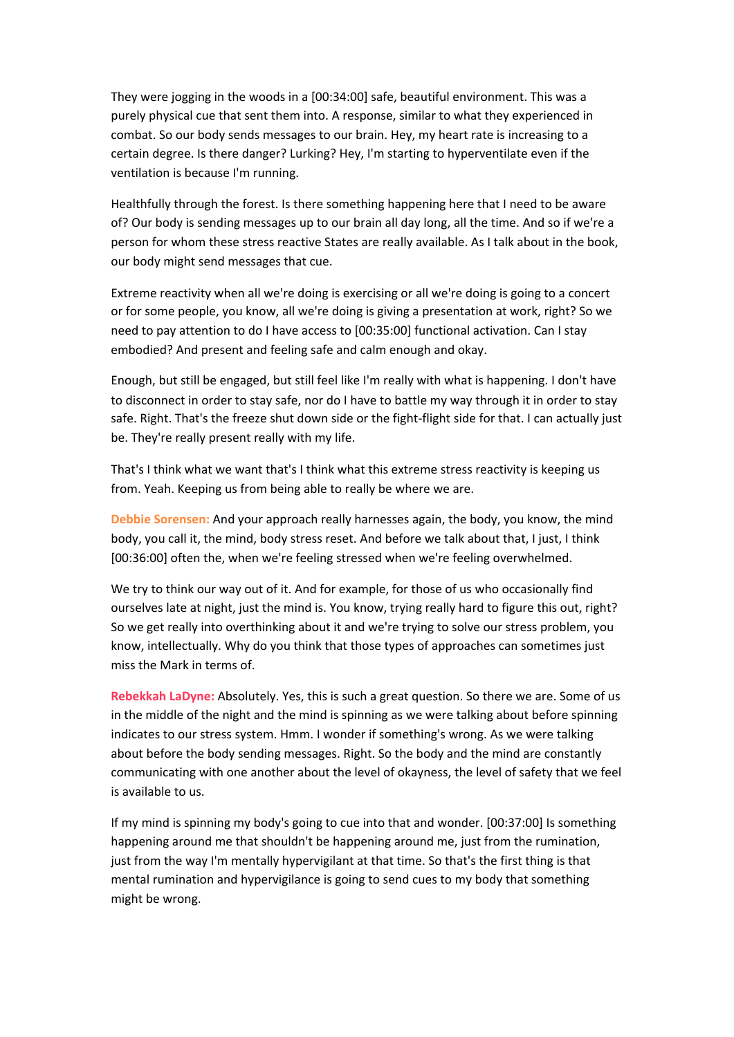They were jogging in the woods in a [00:34:00] safe, beautiful environment. This was a purely physical cue that sent them into. A response, similar to what they experienced in combat. So our body sends messages to our brain. Hey, my heart rate is increasing to a certain degree. Is there danger? Lurking? Hey, I'm starting to hyperventilate even if the ventilation is because I'm running.

Healthfully through the forest. Is there something happening here that I need to be aware of? Our body is sending messages up to our brain all day long, all the time. And so if we're a person for whom these stress reactive States are really available. As I talk about in the book, our body might send messages that cue.

Extreme reactivity when all we're doing is exercising or all we're doing is going to a concert or for some people, you know, all we're doing is giving a presentation at work, right? So we need to pay attention to do I have access to [00:35:00] functional activation. Can I stay embodied? And present and feeling safe and calm enough and okay.

Enough, but still be engaged, but still feel like I'm really with what is happening. I don't have to disconnect in order to stay safe, nor do I have to battle my way through it in order to stay safe. Right. That's the freeze shut down side or the fight-flight side for that. I can actually just be. They're really present really with my life.

That's I think what we want that's I think what this extreme stress reactivity is keeping us from. Yeah. Keeping us from being able to really be where we are.

**Debbie Sorensen:** And your approach really harnesses again, the body, you know, the mind body, you call it, the mind, body stress reset. And before we talk about that, I just, I think [00:36:00] often the, when we're feeling stressed when we're feeling overwhelmed.

We try to think our way out of it. And for example, for those of us who occasionally find ourselves late at night, just the mind is. You know, trying really hard to figure this out, right? So we get really into overthinking about it and we're trying to solve our stress problem, you know, intellectually. Why do you think that those types of approaches can sometimes just miss the Mark in terms of.

**Rebekkah LaDyne:** Absolutely. Yes, this is such a great question. So there we are. Some of us in the middle of the night and the mind is spinning as we were talking about before spinning indicates to our stress system. Hmm. I wonder if something's wrong. As we were talking about before the body sending messages. Right. So the body and the mind are constantly communicating with one another about the level of okayness, the level of safety that we feel is available to us.

If my mind is spinning my body's going to cue into that and wonder. [00:37:00] Is something happening around me that shouldn't be happening around me, just from the rumination, just from the way I'm mentally hypervigilant at that time. So that's the first thing is that mental rumination and hypervigilance is going to send cues to my body that something might be wrong.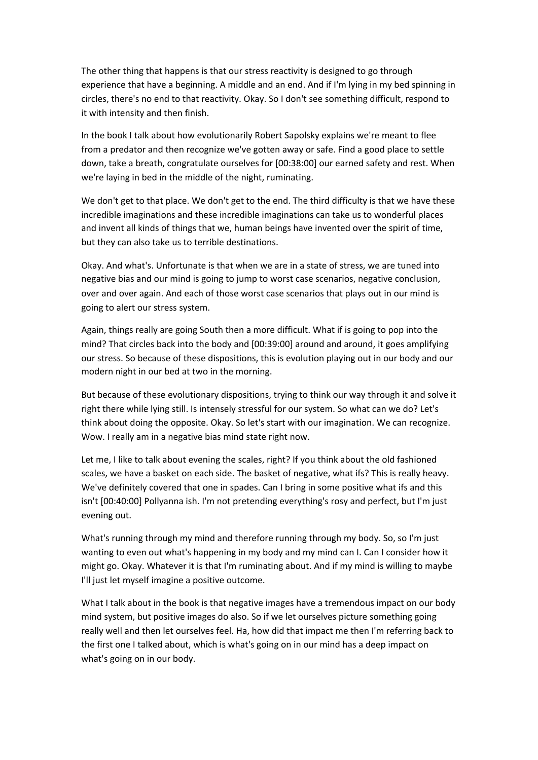The other thing that happens is that our stress reactivity is designed to go through experience that have a beginning. A middle and an end. And if I'm lying in my bed spinning in circles, there's no end to that reactivity. Okay. So I don't see something difficult, respond to it with intensity and then finish.

In the book I talk about how evolutionarily Robert Sapolsky explains we're meant to flee from a predator and then recognize we've gotten away or safe. Find a good place to settle down, take a breath, congratulate ourselves for [00:38:00] our earned safety and rest. When we're laying in bed in the middle of the night, ruminating.

We don't get to that place. We don't get to the end. The third difficulty is that we have these incredible imaginations and these incredible imaginations can take us to wonderful places and invent all kinds of things that we, human beings have invented over the spirit of time, but they can also take us to terrible destinations.

Okay. And what's. Unfortunate is that when we are in a state of stress, we are tuned into negative bias and our mind is going to jump to worst case scenarios, negative conclusion, over and over again. And each of those worst case scenarios that plays out in our mind is going to alert our stress system.

Again, things really are going South then a more difficult. What if is going to pop into the mind? That circles back into the body and [00:39:00] around and around, it goes amplifying our stress. So because of these dispositions, this is evolution playing out in our body and our modern night in our bed at two in the morning.

But because of these evolutionary dispositions, trying to think our way through it and solve it right there while lying still. Is intensely stressful for our system. So what can we do? Let's think about doing the opposite. Okay. So let's start with our imagination. We can recognize. Wow. I really am in a negative bias mind state right now.

Let me, I like to talk about evening the scales, right? If you think about the old fashioned scales, we have a basket on each side. The basket of negative, what ifs? This is really heavy. We've definitely covered that one in spades. Can I bring in some positive what ifs and this isn't [00:40:00] Pollyanna ish. I'm not pretending everything's rosy and perfect, but I'm just evening out.

What's running through my mind and therefore running through my body. So, so I'm just wanting to even out what's happening in my body and my mind can I. Can I consider how it might go. Okay. Whatever it is that I'm ruminating about. And if my mind is willing to maybe I'll just let myself imagine a positive outcome.

What I talk about in the book is that negative images have a tremendous impact on our body mind system, but positive images do also. So if we let ourselves picture something going really well and then let ourselves feel. Ha, how did that impact me then I'm referring back to the first one I talked about, which is what's going on in our mind has a deep impact on what's going on in our body.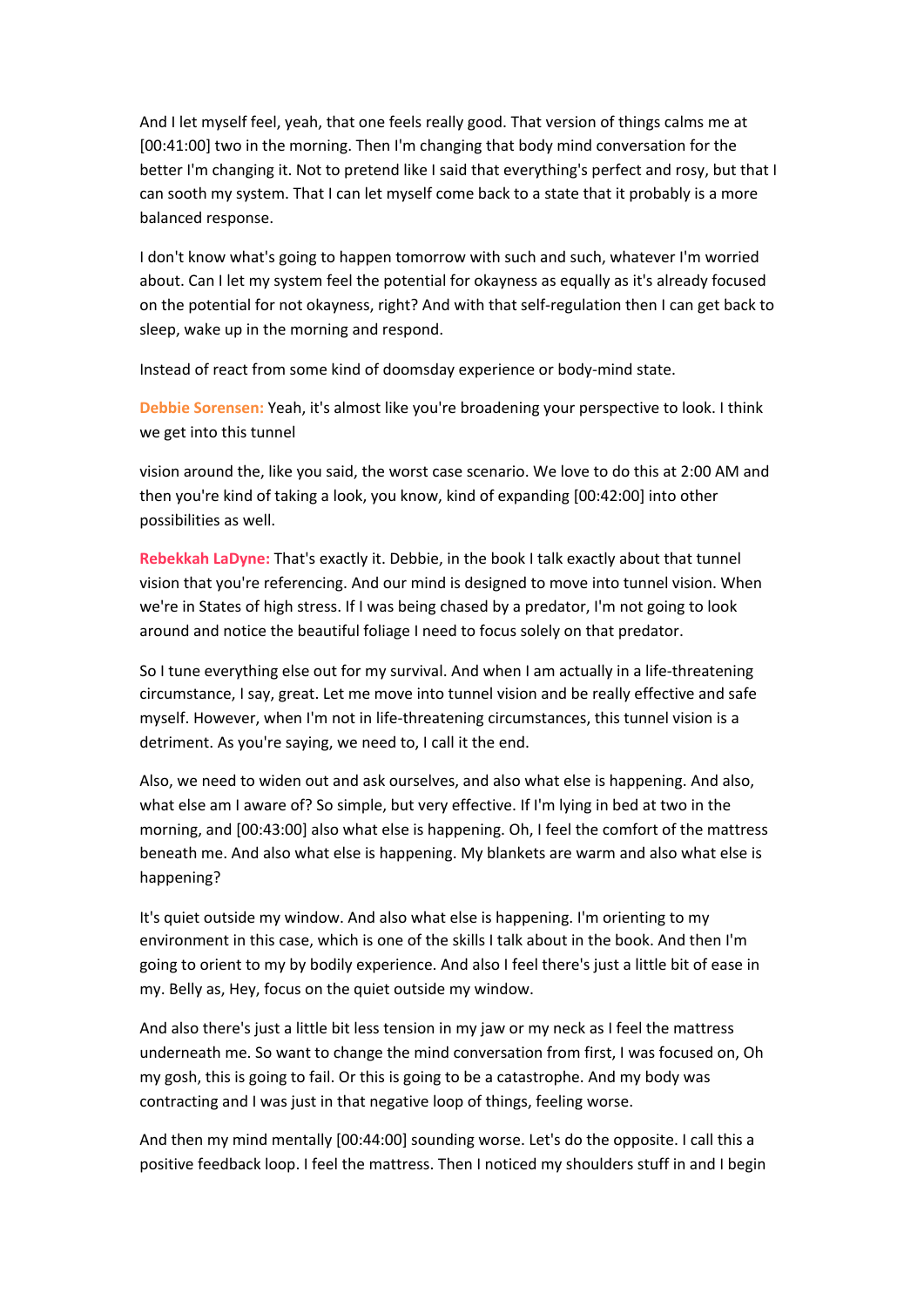And I let myself feel, yeah, that one feels really good. That version of things calms me at [00:41:00] two in the morning. Then I'm changing that body mind conversation for the better I'm changing it. Not to pretend like I said that everything's perfect and rosy, but that I can sooth my system. That I can let myself come back to a state that it probably is a more balanced response.

I don't know what's going to happen tomorrow with such and such, whatever I'm worried about. Can I let my system feel the potential for okayness as equally as it's already focused on the potential for not okayness, right? And with that self-regulation then I can get back to sleep, wake up in the morning and respond.

Instead of react from some kind of doomsday experience or body-mind state.

**Debbie Sorensen:** Yeah, it's almost like you're broadening your perspective to look. I think we get into this tunnel

vision around the, like you said, the worst case scenario. We love to do this at 2:00 AM and then you're kind of taking a look, you know, kind of expanding [00:42:00] into other possibilities as well.

**Rebekkah LaDyne:** That's exactly it. Debbie, in the book I talk exactly about that tunnel vision that you're referencing. And our mind is designed to move into tunnel vision. When we're in States of high stress. If I was being chased by a predator, I'm not going to look around and notice the beautiful foliage I need to focus solely on that predator.

So I tune everything else out for my survival. And when I am actually in a life-threatening circumstance, I say, great. Let me move into tunnel vision and be really effective and safe myself. However, when I'm not in life-threatening circumstances, this tunnel vision is a detriment. As you're saying, we need to, I call it the end.

Also, we need to widen out and ask ourselves, and also what else is happening. And also, what else am I aware of? So simple, but very effective. If I'm lying in bed at two in the morning, and [00:43:00] also what else is happening. Oh, I feel the comfort of the mattress beneath me. And also what else is happening. My blankets are warm and also what else is happening?

It's quiet outside my window. And also what else is happening. I'm orienting to my environment in this case, which is one of the skills I talk about in the book. And then I'm going to orient to my by bodily experience. And also I feel there's just a little bit of ease in my. Belly as, Hey, focus on the quiet outside my window.

And also there's just a little bit less tension in my jaw or my neck as I feel the mattress underneath me. So want to change the mind conversation from first, I was focused on, Oh my gosh, this is going to fail. Or this is going to be a catastrophe. And my body was contracting and I was just in that negative loop of things, feeling worse.

And then my mind mentally [00:44:00] sounding worse. Let's do the opposite. I call this a positive feedback loop. I feel the mattress. Then I noticed my shoulders stuff in and I begin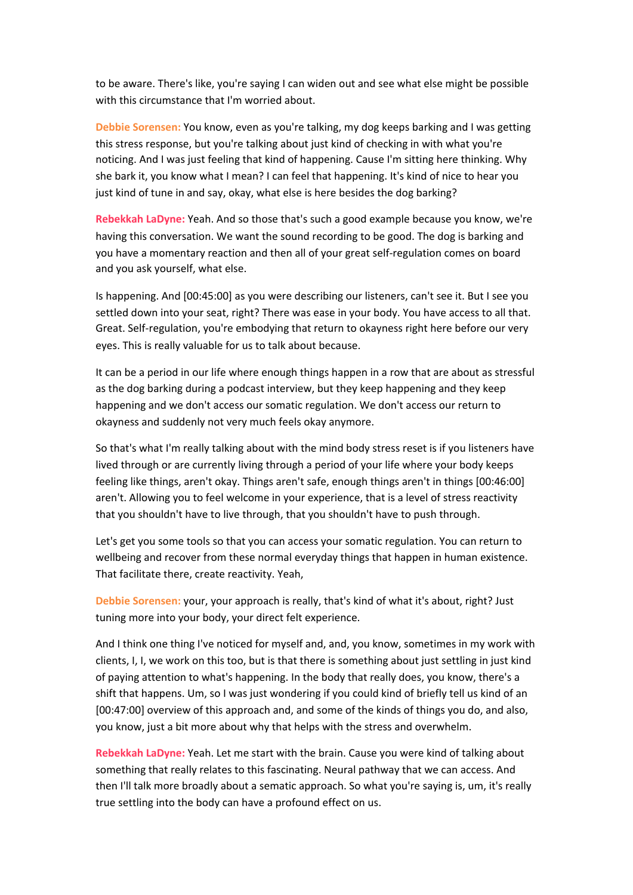to be aware. There's like, you're saying I can widen out and see what else might be possible with this circumstance that I'm worried about.

**Debbie Sorensen:** You know, even as you're talking, my dog keeps barking and I was getting this stress response, but you're talking about just kind of checking in with what you're noticing. And I was just feeling that kind of happening. Cause I'm sitting here thinking. Why she bark it, you know what I mean? I can feel that happening. It's kind of nice to hear you just kind of tune in and say, okay, what else is here besides the dog barking?

**Rebekkah LaDyne:** Yeah. And so those that's such a good example because you know, we're having this conversation. We want the sound recording to be good. The dog is barking and you have a momentary reaction and then all of your great self-regulation comes on board and you ask yourself, what else.

Is happening. And [00:45:00] as you were describing our listeners, can't see it. But I see you settled down into your seat, right? There was ease in your body. You have access to all that. Great. Self-regulation, you're embodying that return to okayness right here before our very eyes. This is really valuable for us to talk about because.

It can be a period in our life where enough things happen in a row that are about as stressful as the dog barking during a podcast interview, but they keep happening and they keep happening and we don't access our somatic regulation. We don't access our return to okayness and suddenly not very much feels okay anymore.

So that's what I'm really talking about with the mind body stress reset is if you listeners have lived through or are currently living through a period of your life where your body keeps feeling like things, aren't okay. Things aren't safe, enough things aren't in things [00:46:00] aren't. Allowing you to feel welcome in your experience, that is a level of stress reactivity that you shouldn't have to live through, that you shouldn't have to push through.

Let's get you some tools so that you can access your somatic regulation. You can return to wellbeing and recover from these normal everyday things that happen in human existence. That facilitate there, create reactivity. Yeah,

**Debbie Sorensen:** your, your approach is really, that's kind of what it's about, right? Just tuning more into your body, your direct felt experience.

And I think one thing I've noticed for myself and, and, you know, sometimes in my work with clients, I, I, we work on this too, but is that there is something about just settling in just kind of paying attention to what's happening. In the body that really does, you know, there's a shift that happens. Um, so I was just wondering if you could kind of briefly tell us kind of an [00:47:00] overview of this approach and, and some of the kinds of things you do, and also, you know, just a bit more about why that helps with the stress and overwhelm.

**Rebekkah LaDyne:** Yeah. Let me start with the brain. Cause you were kind of talking about something that really relates to this fascinating. Neural pathway that we can access. And then I'll talk more broadly about a sematic approach. So what you're saying is, um, it's really true settling into the body can have a profound effect on us.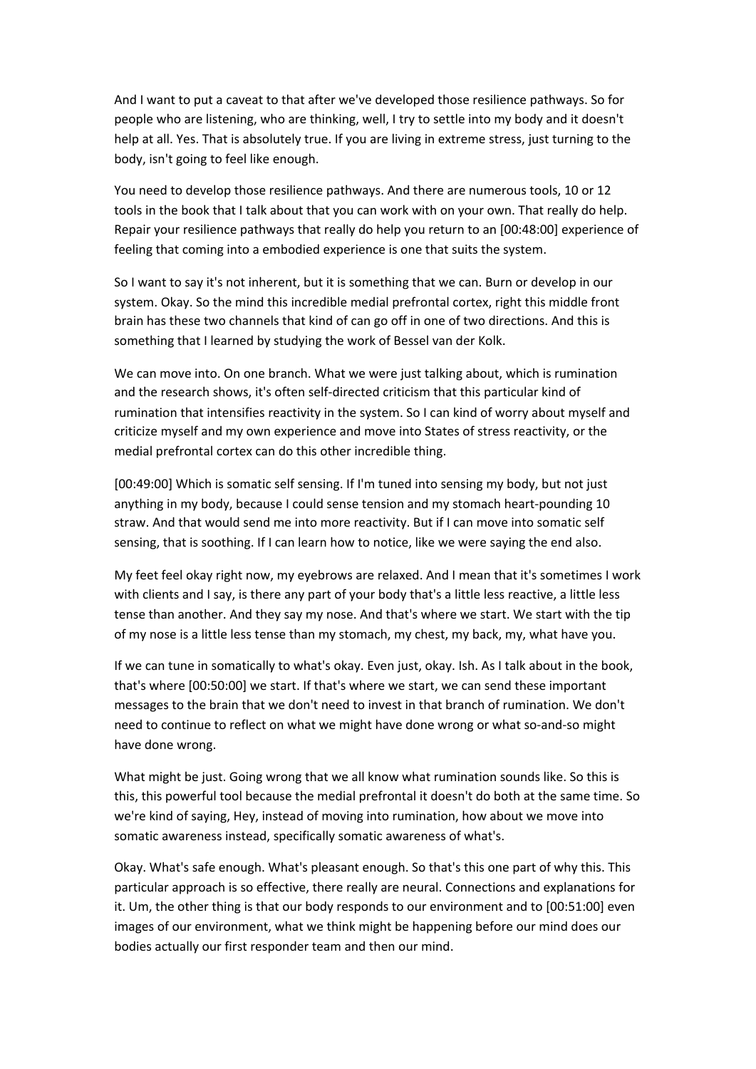And I want to put a caveat to that after we've developed those resilience pathways. So for people who are listening, who are thinking, well, I try to settle into my body and it doesn't help at all. Yes. That is absolutely true. If you are living in extreme stress, just turning to the body, isn't going to feel like enough.

You need to develop those resilience pathways. And there are numerous tools, 10 or 12 tools in the book that I talk about that you can work with on your own. That really do help. Repair your resilience pathways that really do help you return to an [00:48:00] experience of feeling that coming into a embodied experience is one that suits the system.

So I want to say it's not inherent, but it is something that we can. Burn or develop in our system. Okay. So the mind this incredible medial prefrontal cortex, right this middle front brain has these two channels that kind of can go off in one of two directions. And this is something that I learned by studying the work of Bessel van der Kolk.

We can move into. On one branch. What we were just talking about, which is rumination and the research shows, it's often self-directed criticism that this particular kind of rumination that intensifies reactivity in the system. So I can kind of worry about myself and criticize myself and my own experience and move into States of stress reactivity, or the medial prefrontal cortex can do this other incredible thing.

[00:49:00] Which is somatic self sensing. If I'm tuned into sensing my body, but not just anything in my body, because I could sense tension and my stomach heart-pounding 10 straw. And that would send me into more reactivity. But if I can move into somatic self sensing, that is soothing. If I can learn how to notice, like we were saying the end also.

My feet feel okay right now, my eyebrows are relaxed. And I mean that it's sometimes I work with clients and I say, is there any part of your body that's a little less reactive, a little less tense than another. And they say my nose. And that's where we start. We start with the tip of my nose is a little less tense than my stomach, my chest, my back, my, what have you.

If we can tune in somatically to what's okay. Even just, okay. Ish. As I talk about in the book, that's where [00:50:00] we start. If that's where we start, we can send these important messages to the brain that we don't need to invest in that branch of rumination. We don't need to continue to reflect on what we might have done wrong or what so-and-so might have done wrong.

What might be just. Going wrong that we all know what rumination sounds like. So this is this, this powerful tool because the medial prefrontal it doesn't do both at the same time. So we're kind of saying, Hey, instead of moving into rumination, how about we move into somatic awareness instead, specifically somatic awareness of what's.

Okay. What's safe enough. What's pleasant enough. So that's this one part of why this. This particular approach is so effective, there really are neural. Connections and explanations for it. Um, the other thing is that our body responds to our environment and to [00:51:00] even images of our environment, what we think might be happening before our mind does our bodies actually our first responder team and then our mind.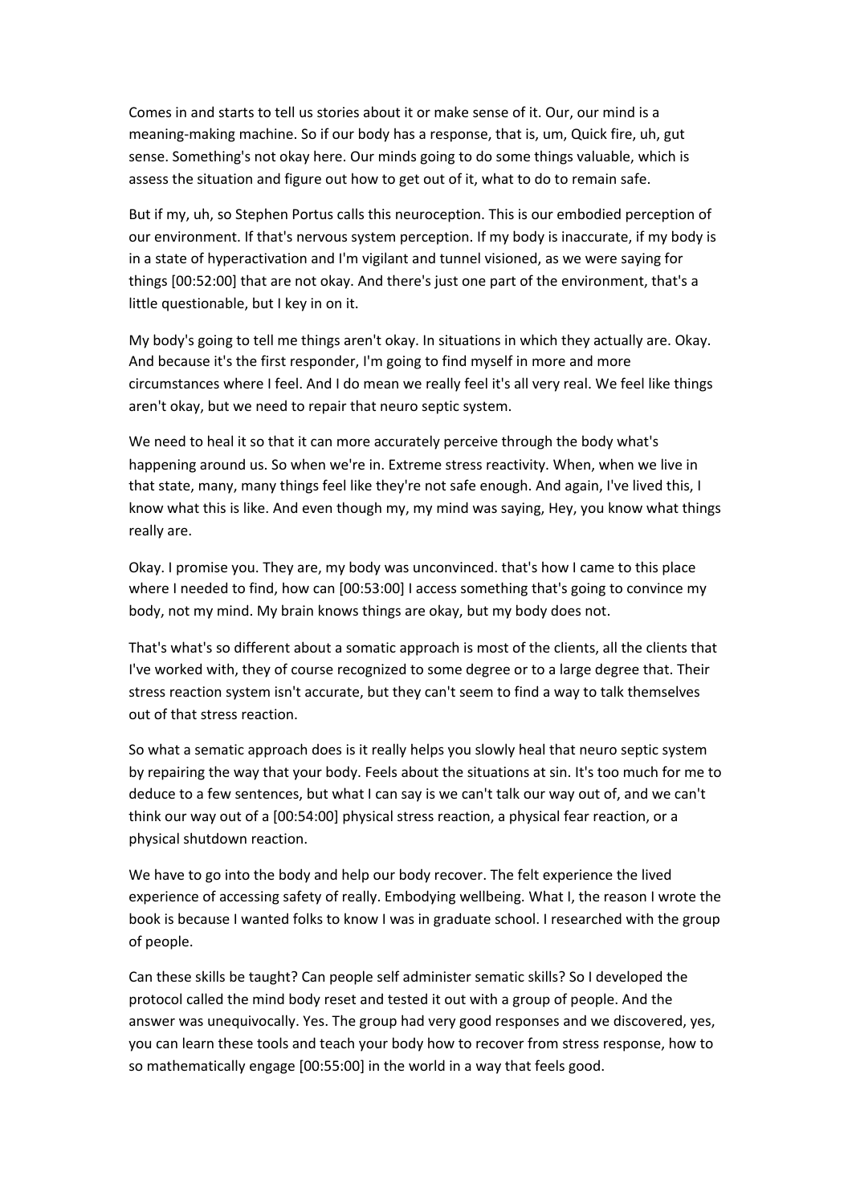Comes in and starts to tell us stories about it or make sense of it. Our, our mind is a meaning-making machine. So if our body has a response, that is, um, Quick fire, uh, gut sense. Something's not okay here. Our minds going to do some things valuable, which is assess the situation and figure out how to get out of it, what to do to remain safe.

But if my, uh, so Stephen Portus calls this neuroception. This is our embodied perception of our environment. If that's nervous system perception. If my body is inaccurate, if my body is in a state of hyperactivation and I'm vigilant and tunnel visioned, as we were saying for things [00:52:00] that are not okay. And there's just one part of the environment, that's a little questionable, but I key in on it.

My body's going to tell me things aren't okay. In situations in which they actually are. Okay. And because it's the first responder, I'm going to find myself in more and more circumstances where I feel. And I do mean we really feel it's all very real. We feel like things aren't okay, but we need to repair that neuro septic system.

We need to heal it so that it can more accurately perceive through the body what's happening around us. So when we're in. Extreme stress reactivity. When, when we live in that state, many, many things feel like they're not safe enough. And again, I've lived this, I know what this is like. And even though my, my mind was saying, Hey, you know what things really are.

Okay. I promise you. They are, my body was unconvinced. that's how I came to this place where I needed to find, how can [00:53:00] I access something that's going to convince my body, not my mind. My brain knows things are okay, but my body does not.

That's what's so different about a somatic approach is most of the clients, all the clients that I've worked with, they of course recognized to some degree or to a large degree that. Their stress reaction system isn't accurate, but they can't seem to find a way to talk themselves out of that stress reaction.

So what a sematic approach does is it really helps you slowly heal that neuro septic system by repairing the way that your body. Feels about the situations at sin. It's too much for me to deduce to a few sentences, but what I can say is we can't talk our way out of, and we can't think our way out of a [00:54:00] physical stress reaction, a physical fear reaction, or a physical shutdown reaction.

We have to go into the body and help our body recover. The felt experience the lived experience of accessing safety of really. Embodying wellbeing. What I, the reason I wrote the book is because I wanted folks to know I was in graduate school. I researched with the group of people.

Can these skills be taught? Can people self administer sematic skills? So I developed the protocol called the mind body reset and tested it out with a group of people. And the answer was unequivocally. Yes. The group had very good responses and we discovered, yes, you can learn these tools and teach your body how to recover from stress response, how to so mathematically engage [00:55:00] in the world in a way that feels good.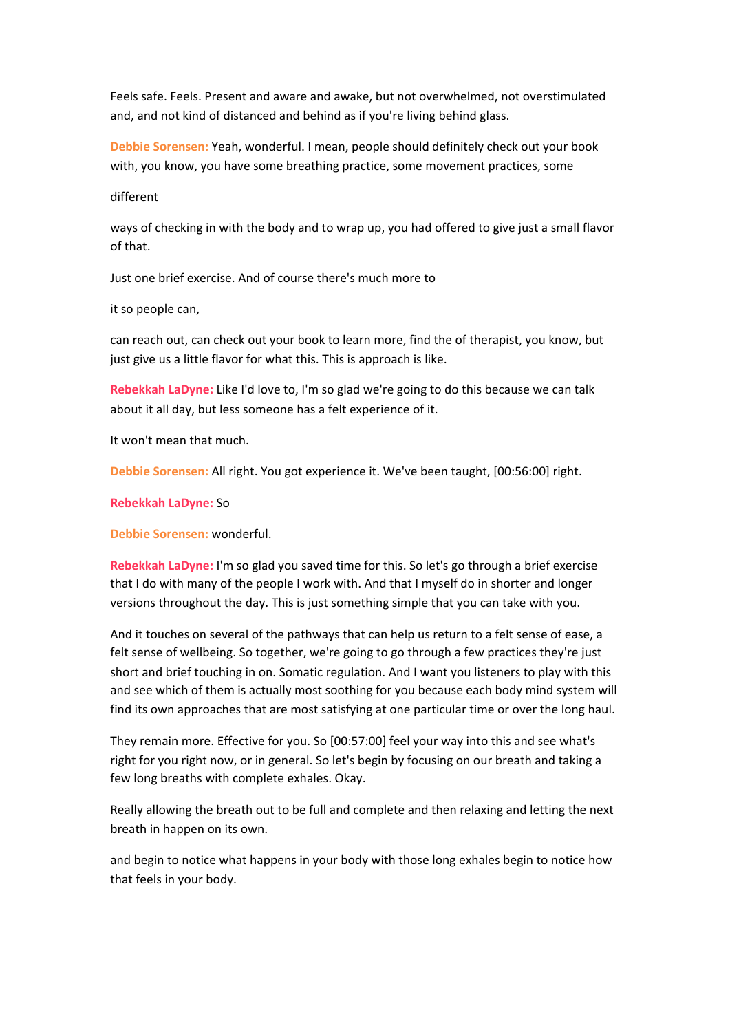Feels safe. Feels. Present and aware and awake, but not overwhelmed, not overstimulated and, and not kind of distanced and behind as if you're living behind glass.

**Debbie Sorensen:** Yeah, wonderful. I mean, people should definitely check out your book with, you know, you have some breathing practice, some movement practices, some

different

ways of checking in with the body and to wrap up, you had offered to give just a small flavor of that.

Just one brief exercise. And of course there's much more to

it so people can,

can reach out, can check out your book to learn more, find the of therapist, you know, but just give us a little flavor for what this. This is approach is like.

**Rebekkah LaDyne:** Like I'd love to, I'm so glad we're going to do this because we can talk about it all day, but less someone has a felt experience of it.

It won't mean that much.

**Debbie Sorensen:** All right. You got experience it. We've been taught, [00:56:00] right.

**Rebekkah LaDyne:** So

**Debbie Sorensen:** wonderful.

**Rebekkah LaDyne:** I'm so glad you saved time for this. So let's go through a brief exercise that I do with many of the people I work with. And that I myself do in shorter and longer versions throughout the day. This is just something simple that you can take with you.

And it touches on several of the pathways that can help us return to a felt sense of ease, a felt sense of wellbeing. So together, we're going to go through a few practices they're just short and brief touching in on. Somatic regulation. And I want you listeners to play with this and see which of them is actually most soothing for you because each body mind system will find its own approaches that are most satisfying at one particular time or over the long haul.

They remain more. Effective for you. So [00:57:00] feel your way into this and see what's right for you right now, or in general. So let's begin by focusing on our breath and taking a few long breaths with complete exhales. Okay.

Really allowing the breath out to be full and complete and then relaxing and letting the next breath in happen on its own.

and begin to notice what happens in your body with those long exhales begin to notice how that feels in your body.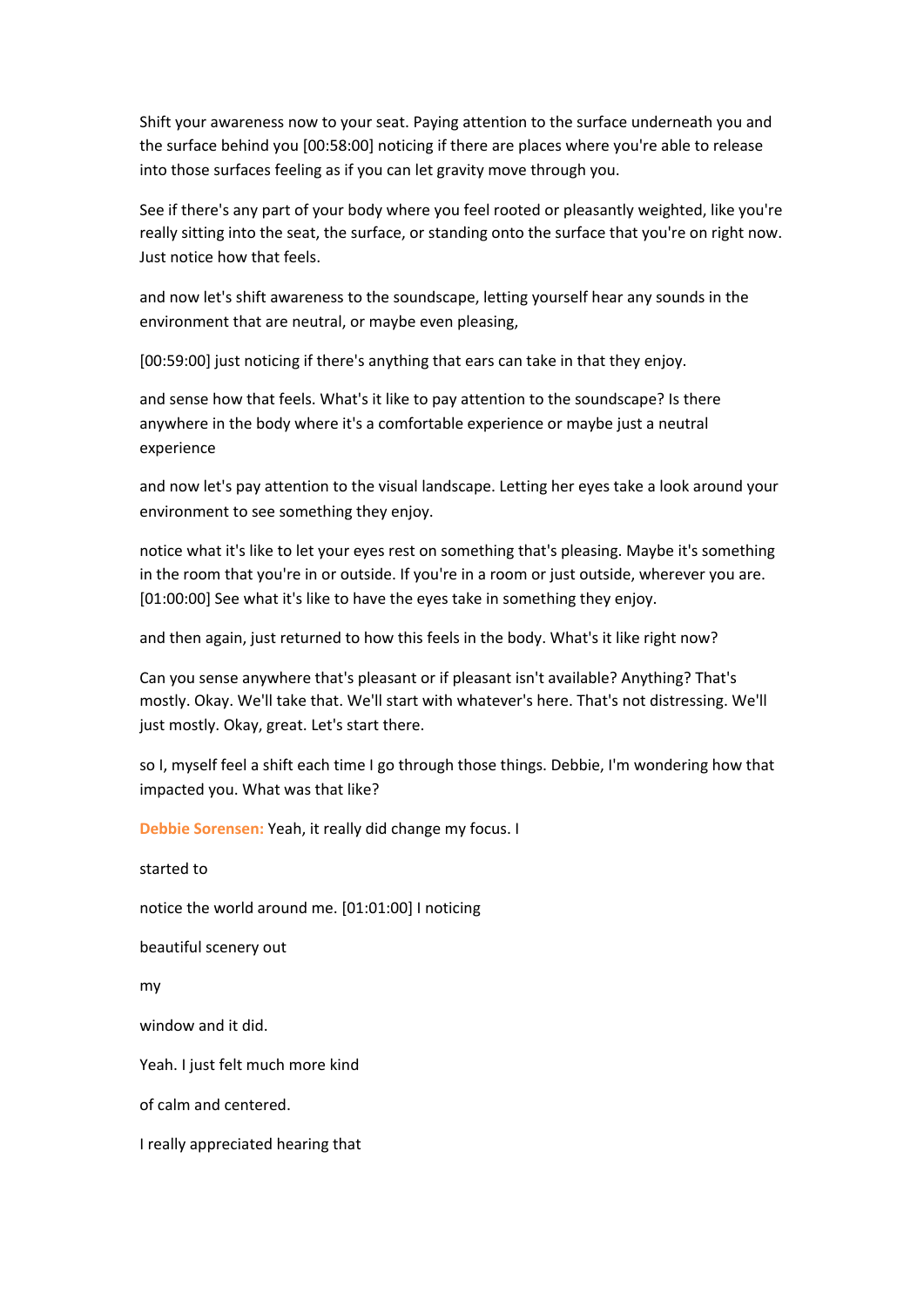Shift your awareness now to your seat. Paying attention to the surface underneath you and the surface behind you [00:58:00] noticing if there are places where you're able to release into those surfaces feeling as if you can let gravity move through you.

See if there's any part of your body where you feel rooted or pleasantly weighted, like you're really sitting into the seat, the surface, or standing onto the surface that you're on right now. Just notice how that feels.

and now let's shift awareness to the soundscape, letting yourself hear any sounds in the environment that are neutral, or maybe even pleasing,

[00:59:00] just noticing if there's anything that ears can take in that they enjoy.

and sense how that feels. What's it like to pay attention to the soundscape? Is there anywhere in the body where it's a comfortable experience or maybe just a neutral experience

and now let's pay attention to the visual landscape. Letting her eyes take a look around your environment to see something they enjoy.

notice what it's like to let your eyes rest on something that's pleasing. Maybe it's something in the room that you're in or outside. If you're in a room or just outside, wherever you are. [01:00:00] See what it's like to have the eyes take in something they enjoy.

and then again, just returned to how this feels in the body. What's it like right now?

Can you sense anywhere that's pleasant or if pleasant isn't available? Anything? That's mostly. Okay. We'll take that. We'll start with whatever's here. That's not distressing. We'll just mostly. Okay, great. Let's start there.

so I, myself feel a shift each time I go through those things. Debbie, I'm wondering how that impacted you. What was that like?

**Debbie Sorensen:** Yeah, it really did change my focus. I

started to

notice the world around me. [01:01:00] I noticing

beautiful scenery out

my

window and it did.

Yeah. I just felt much more kind

of calm and centered.

I really appreciated hearing that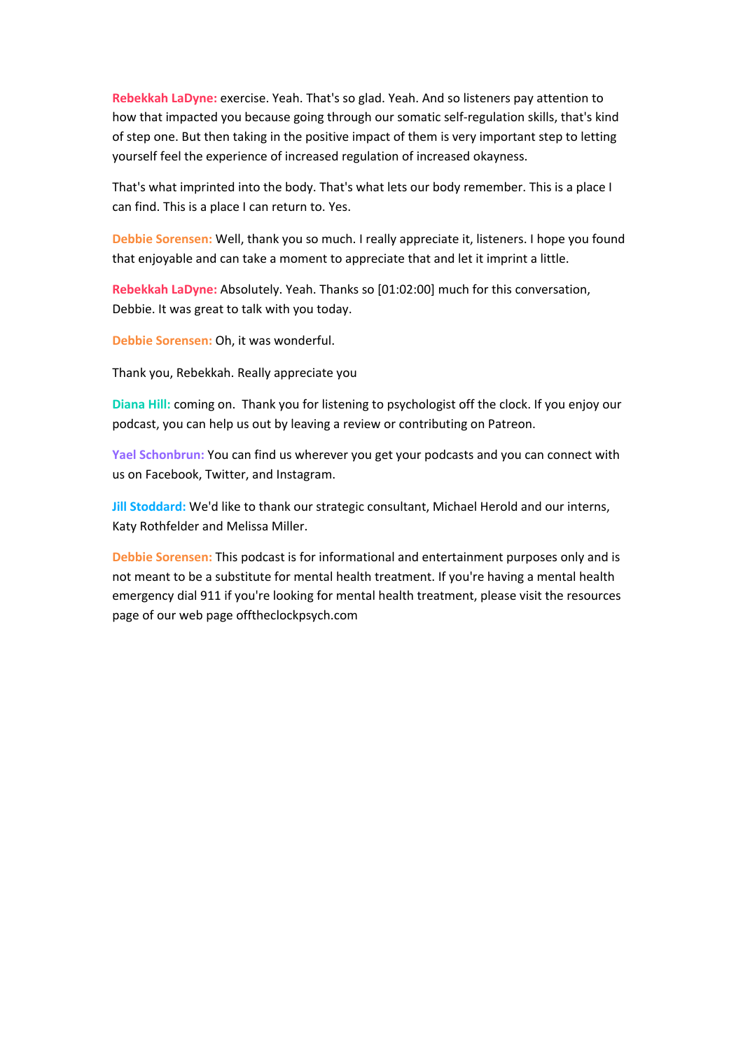**Rebekkah LaDyne:** exercise. Yeah. That's so glad. Yeah. And so listeners pay attention to how that impacted you because going through our somatic self-regulation skills, that's kind of step one. But then taking in the positive impact of them is very important step to letting yourself feel the experience of increased regulation of increased okayness.

That's what imprinted into the body. That's what lets our body remember. This is a place I can find. This is a place I can return to. Yes.

**Debbie Sorensen:** Well, thank you so much. I really appreciate it, listeners. I hope you found that enjoyable and can take a moment to appreciate that and let it imprint a little.

**Rebekkah LaDyne:** Absolutely. Yeah. Thanks so [01:02:00] much for this conversation, Debbie. It was great to talk with you today.

**Debbie Sorensen:** Oh, it was wonderful.

Thank you, Rebekkah. Really appreciate you

**Diana Hill:** coming on. Thank you for listening to psychologist off the clock. If you enjoy our podcast, you can help us out by leaving a review or contributing on Patreon.

**Yael Schonbrun:** You can find us wherever you get your podcasts and you can connect with us on Facebook, Twitter, and Instagram.

**Jill Stoddard:** We'd like to thank our strategic consultant, Michael Herold and our interns, Katy Rothfelder and Melissa Miller.

**Debbie Sorensen:** This podcast is for informational and entertainment purposes only and is not meant to be a substitute for mental health treatment. If you're having a mental health emergency dial 911 if you're looking for mental health treatment, please visit the resources page of our web page offtheclockpsych.com